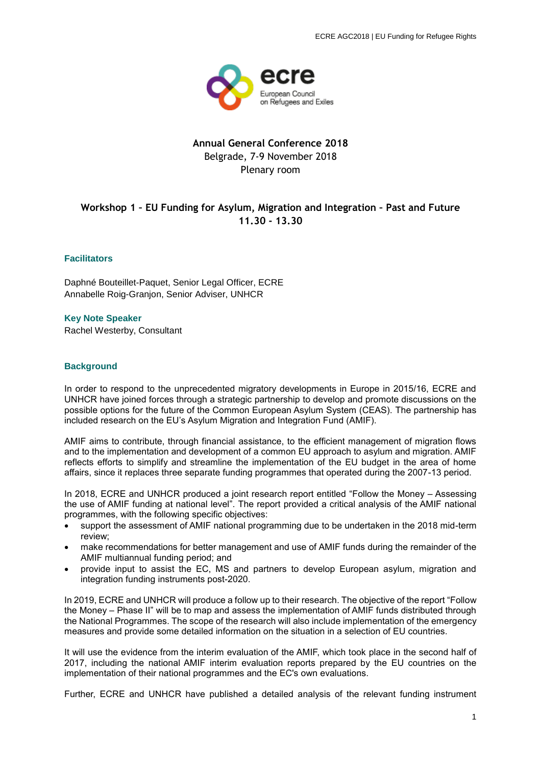**Annual General Conference 2018**
Belgrade, 7-9 November 2018
Plenary room

## Workshop 1 – EU Funding for Asylum, Migration and Integration – Past and Future
**11.30 - 13.30**

### Facilitators

Daphné Bouteillet-Paquet, Senior Legal Officer, ECRE
Annabelle Roig-Granjon, Senior Adviser, UNHCR

### Key Note Speaker

Rachel Westerby, Consultant

### Background

In order to respond to the unprecedented migratory developments in Europe in 2015/16, ECRE and UNHCR have joined forces through a strategic partnership to develop and promote discussions on the possible options for the future of the Common European Asylum System (CEAS). The partnership has included research on the EU's Asylum Migration and Integration Fund (AMIF).

AMIF aims to contribute, through financial assistance, to the efficient management of migration flows and to the implementation and development of a common EU approach to asylum and migration. AMIF reflects efforts to simplify and streamline the implementation of the EU budget in the area of home affairs, since it replaces three separate funding programmes that operated during the 2007-13 period.

In 2018, ECRE and UNHCR produced a joint research report entitled "Follow the Money – Assessing the use of AMIF funding at national level". The report provided a critical analysis of the AMIF national programmes, with the following specific objectives:

- support the assessment of AMIF national programming due to be undertaken in the 2018 mid-term review;
- make recommendations for better management and use of AMIF funds during the remainder of the AMIF multiannual funding period; and
- provide input to assist the EC, MS and partners to develop European asylum, migration and integration funding instruments post-2020.

In 2019, ECRE and UNHCR will produce a follow up to their research. The objective of the report "Follow the Money – Phase II" will be to map and assess the implementation of AMIF funds distributed through the National Programmes. The scope of the research will also include implementation of the emergency measures and provide some detailed information on the situation in a selection of EU countries.

It will use the evidence from the interim evaluation of the AMIF, which took place in the second half of 2017, including the national AMIF interim evaluation reports prepared by the EU countries on the implementation of their national programmes and the EC's own evaluations.

Further, ECRE and UNHCR have published a detailed analysis of the relevant funding instrument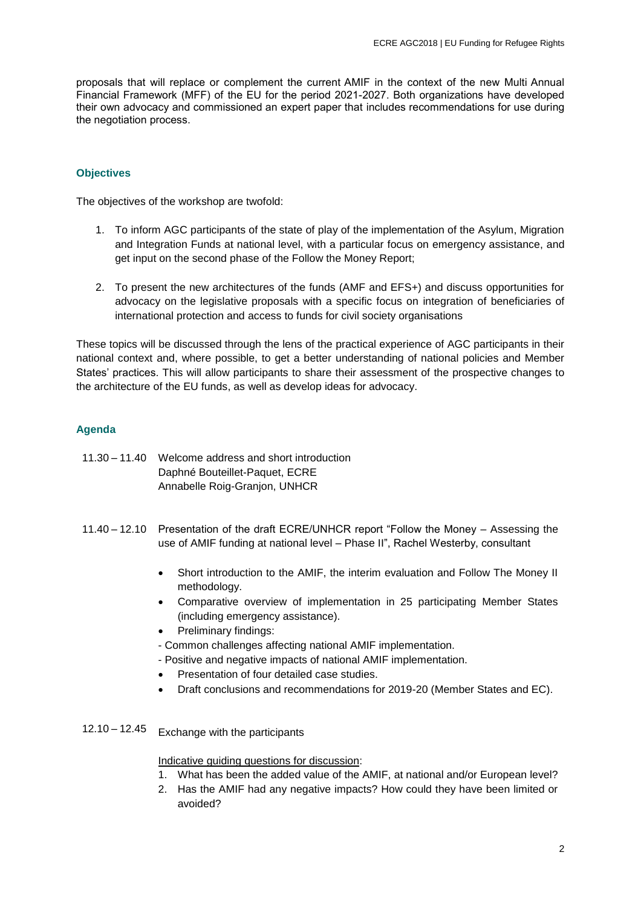proposals that will replace or complement the current AMIF in the context of the new Multi Annual Financial Framework (MFF) of the EU for the period 2021-2027. Both organizations have developed their own advocacy and commissioned an expert paper that includes recommendations for use during the negotiation process.

## Objectives

The objectives of the workshop are twofold:

1. To inform AGC participants of the state of play of the implementation of the Asylum, Migration and Integration Funds at national level, with a particular focus on emergency assistance, and get input on the second phase of the Follow the Money Report;
2. To present the new architectures of the funds (AMF and EFS+) and discuss opportunities for advocacy on the legislative proposals with a specific focus on integration of beneficiaries of international protection and access to funds for civil society organisations

These topics will be discussed through the lens of the practical experience of AGC participants in their national context and, where possible, to get a better understanding of national policies and Member States' practices. This will allow participants to share their assessment of the prospective changes to the architecture of the EU funds, as well as develop ideas for advocacy.

## Agenda

**11.30 – 11.40** Welcome address and short introduction
Daphné Bouteillet-Paquet, ECRE
Annabelle Roig-Granjon, UNHCR

**11.40 – 12.10** Presentation of the draft ECRE/UNHCR report "Follow the Money – Assessing the use of AMIF funding at national level – Phase II", Rachel Westerby, consultant

- Short introduction to the AMIF, the interim evaluation and Follow The Money II methodology.
- Comparative overview of implementation in 25 participating Member States (including emergency assistance).
- Preliminary findings:

- Common challenges affecting national AMIF implementation.
- Positive and negative impacts of national AMIF implementation.

- Presentation of four detailed case studies.
- Draft conclusions and recommendations for 2019-20 (Member States and EC).

**12.10 – 12.45** Exchange with the participants

Indicative guiding questions for discussion:

1. What has been the added value of the AMIF, at national and/or European level?
2. Has the AMIF had any negative impacts? How could they have been limited or avoided?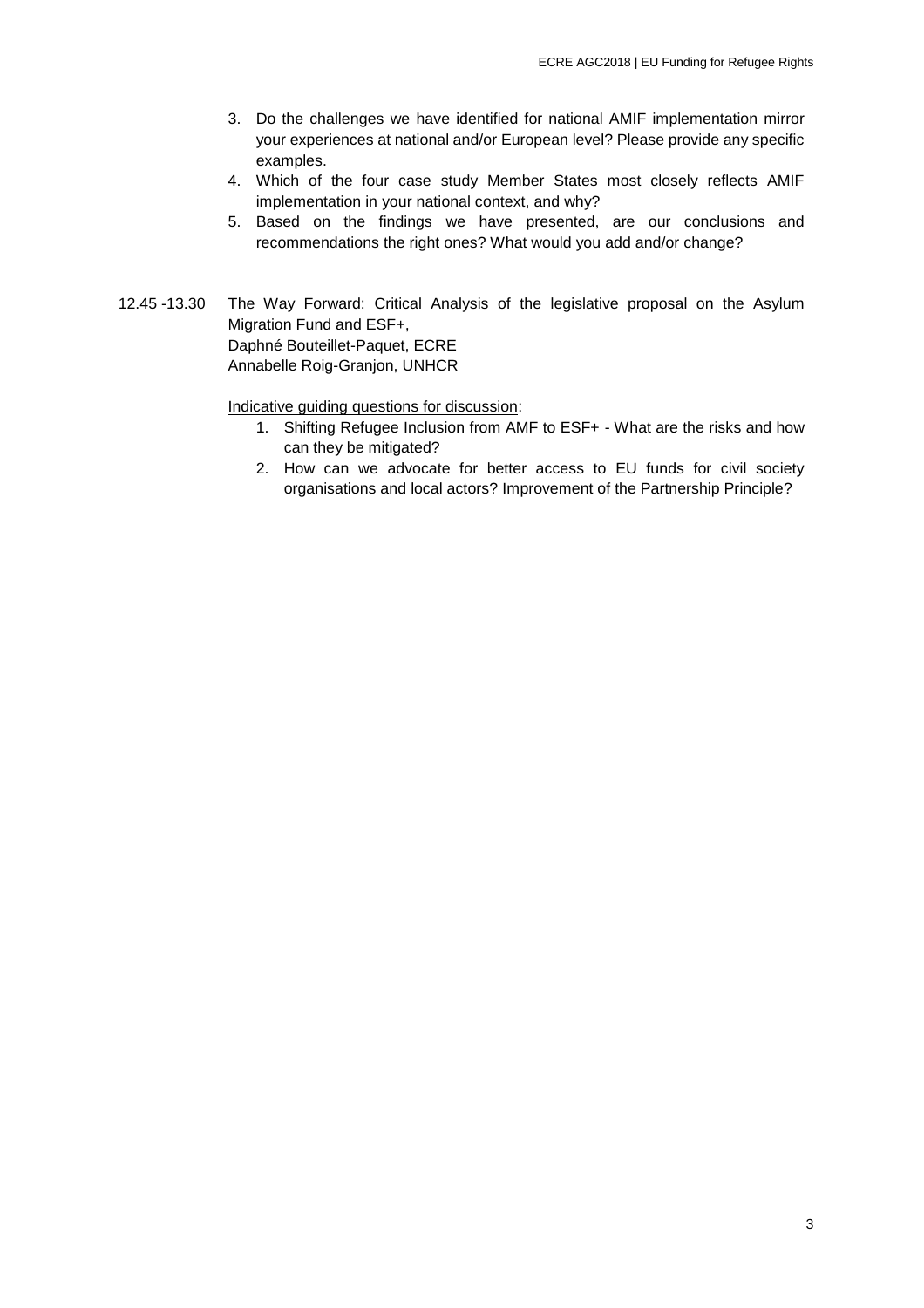3. Do the challenges we have identified for national AMIF implementation mirror your experiences at national and/or European level? Please provide any specific examples.
4. Which of the four case study Member States most closely reflects AMIF implementation in your national context, and why?
5. Based on the findings we have presented, are our conclusions and recommendations the right ones? What would you add and/or change?

12.45 -13.30 The Way Forward: Critical Analysis of the legislative proposal on the Asylum Migration Fund and ESF+,
Daphné Bouteillet-Paquet, ECRE
Annabelle Roig-Granjon, UNHCR

<u>Indicative guiding questions for discussion</u>:

1. Shifting Refugee Inclusion from AMF to ESF+ - What are the risks and how can they be mitigated?
2. How can we advocate for better access to EU funds for civil society organisations and local actors? Improvement of the Partnership Principle?